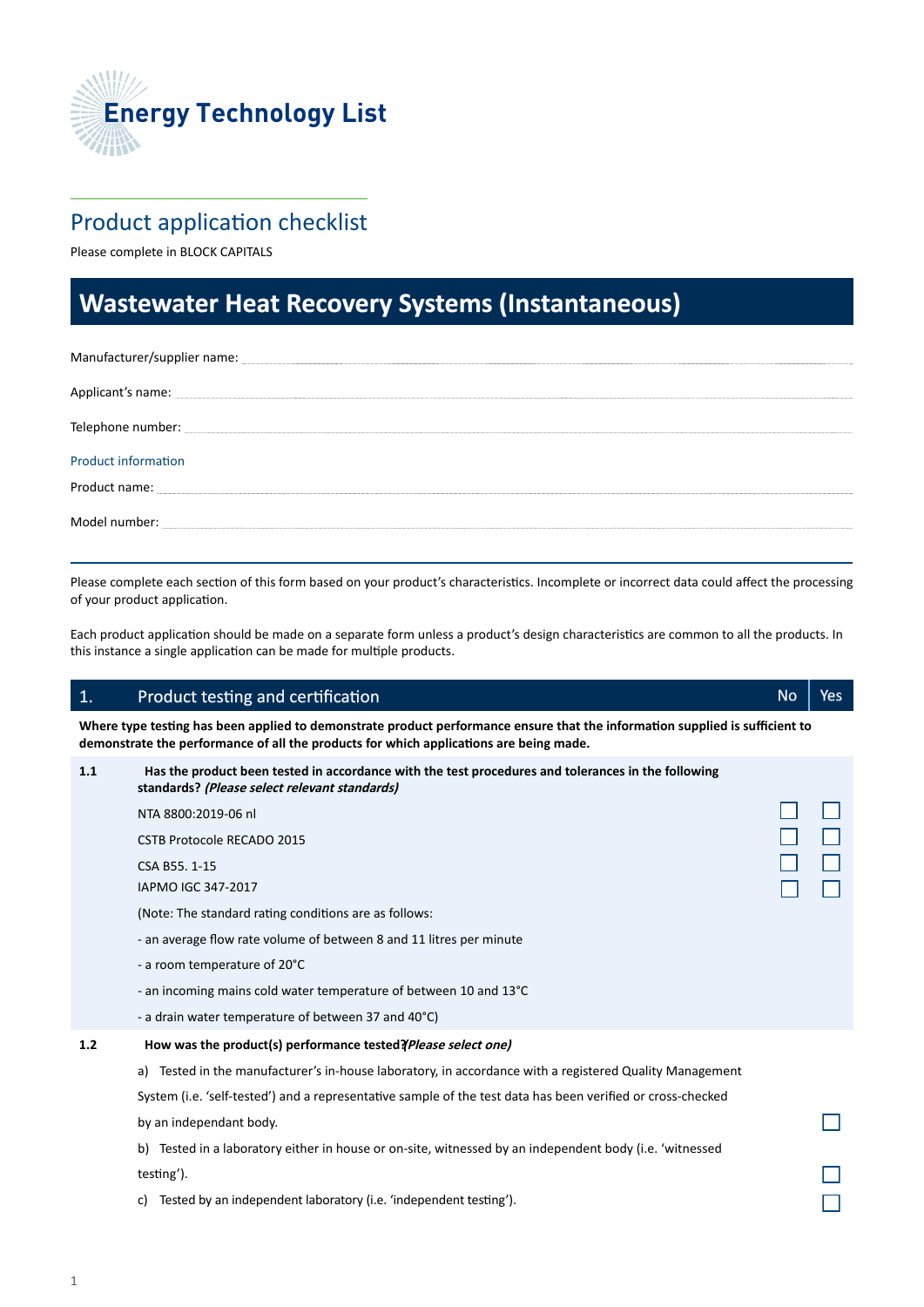# Energy Technology List

## Product application checklist

Please complete in BLOCK CAPITALS

# Wastewater Heat Recovery Systems (Instantaneous)

Manufacturer/supplier name: ______________________________

Applicant's name: ______________________________

Telephone number: ______________________________

### Product information

Product name: ______________________________

Model number: ______________________________

Please complete each section of this form based on your product's characteristics. Incomplete or incorrect data could affect the processing of your product application.

Each product application should be made on a separate form unless a product's design characteristics are common to all the products. In this instance a single application can be made for multiple products.

| 1. | Product testing and certification | No | Yes |
|---|---|---|---|
| | **Where type testing has been applied to demonstrate product performance ensure that the information supplied is sufficient to demonstrate the performance of all the products for which applications are being made.** | | |
| **1.1** | **Has the product been tested in accordance with the test procedures and tolerances in the following standards?** ***(Please select relevant standards)*** | | |
| | NTA 8800:2019-06 nl | ☐ | ☐ |
| | CSTB Protocole RECADO 2015 | ☐ | ☐ |
| | CSA B55. 1-15 | ☐ | ☐ |
| | IAPMO IGC 347-2017 | ☐ | ☐ |
| | (Note: The standard rating conditions are as follows:<br>- an average flow rate volume of between 8 and 11 litres per minute<br>- a room temperature of 20°C<br>- an incoming mains cold water temperature of between 10 and 13°C<br>- a drain water temperature of between 37 and 40°C) | | |
| **1.2** | **How was the product(s) performance tested?** ***(Please select one)*** | | |
| | a) Tested in the manufacturer's in-house laboratory, in accordance with a registered Quality Management System (i.e. 'self-tested') and a representative sample of the test data has been verified or cross-checked by an independant body. | | ☐ |
| | b) Tested in a laboratory either in house or on-site, witnessed by an independent body (i.e. 'witnessed testing'). | | ☐ |
| | c) Tested by an independent laboratory (i.e. 'independent testing'). | | ☐ |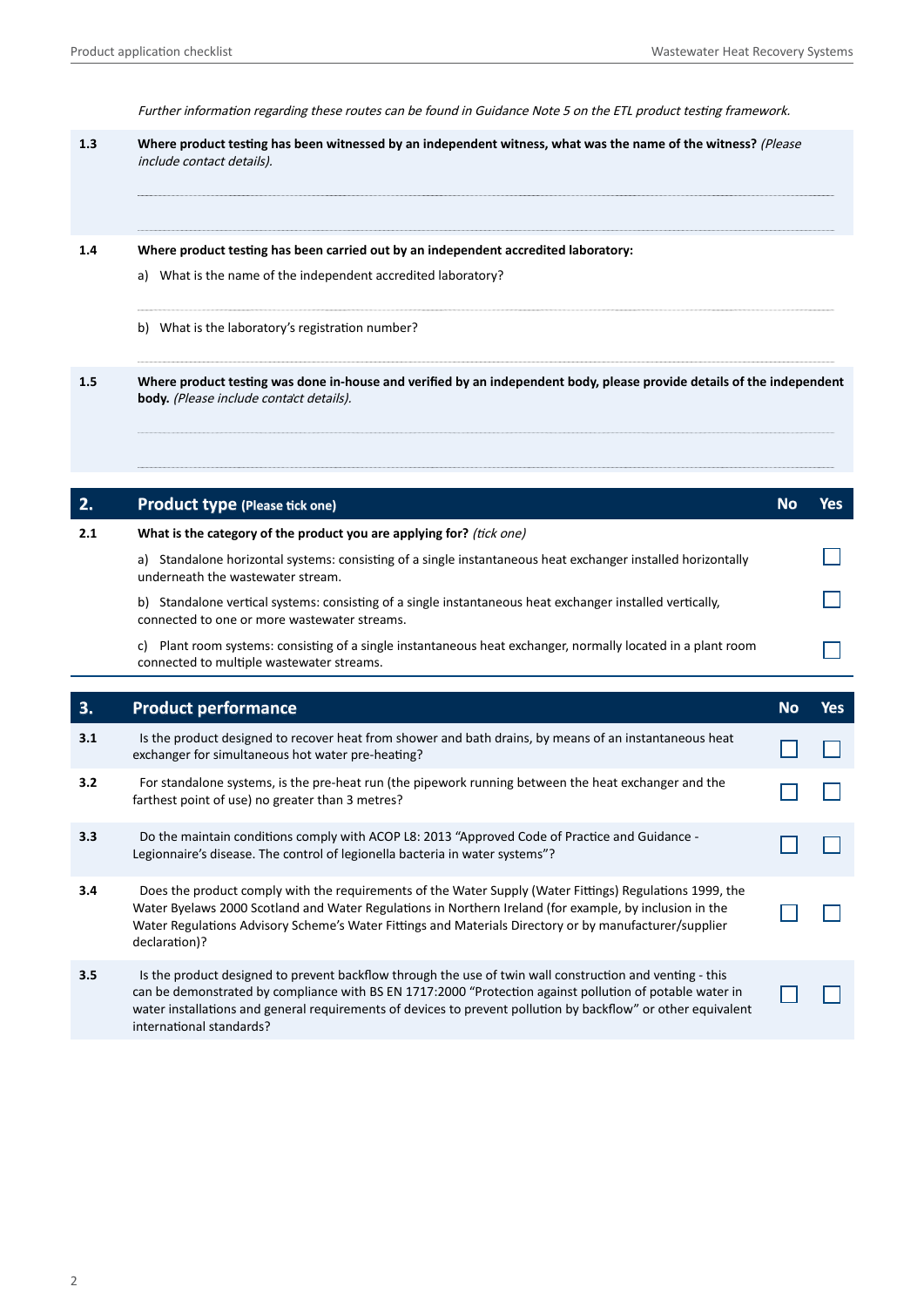*Further information regarding these routes can be found in Guidance Note 5 on the ETL product testing framework.*

**1.3** **Where product testing has been witnessed by an independent witness, what was the name of the witness?** *(Please include contact details).*

**1.4** **Where product testing has been carried out by an independent accredited laboratory:**

a) What is the name of the independent accredited laboratory?

b) What is the laboratory's registration number?

**1.5** **Where product testing was done in-house and verified by an independent body, please provide details of the independent body.** *(Please include contact details).*

## 2. Product type (Please tick one)

| | | No | Yes |
|---|---|---|---|
| **2.1** | **What is the category of the product you are applying for?** *(tick one)* | | |
| | a) Standalone horizontal systems: consisting of a single instantaneous heat exchanger installed horizontally underneath the wastewater stream. | | ☐ |
| | b) Standalone vertical systems: consisting of a single instantaneous heat exchanger installed vertically, connected to one or more wastewater streams. | | ☐ |
| | c) Plant room systems: consisting of a single instantaneous heat exchanger, normally located in a plant room connected to multiple wastewater streams. | | ☐ |

## 3. Product performance

| | | No | Yes |
|---|---|---|---|
| **3.1** | Is the product designed to recover heat from shower and bath drains, by means of an instantaneous heat exchanger for simultaneous hot water pre-heating? | ☐ | ☐ |
| **3.2** | For standalone systems, is the pre-heat run (the pipework running between the heat exchanger and the farthest point of use) no greater than 3 metres? | ☐ | ☐ |
| **3.3** | Do the maintain conditions comply with ACOP L8: 2013 "Approved Code of Practice and Guidance - Legionnaire's disease. The control of legionella bacteria in water systems"? | ☐ | ☐ |
| **3.4** | Does the product comply with the requirements of the Water Supply (Water Fittings) Regulations 1999, the Water Byelaws 2000 Scotland and Water Regulations in Northern Ireland (for example, by inclusion in the Water Regulations Advisory Scheme's Water Fittings and Materials Directory or by manufacturer/supplier declaration)? | ☐ | ☐ |
| **3.5** | Is the product designed to prevent backflow through the use of twin wall construction and venting - this can be demonstrated by compliance with BS EN 1717:2000 "Protection against pollution of potable water in water installations and general requirements of devices to prevent pollution by backflow" or other equivalent international standards? | ☐ | ☐ |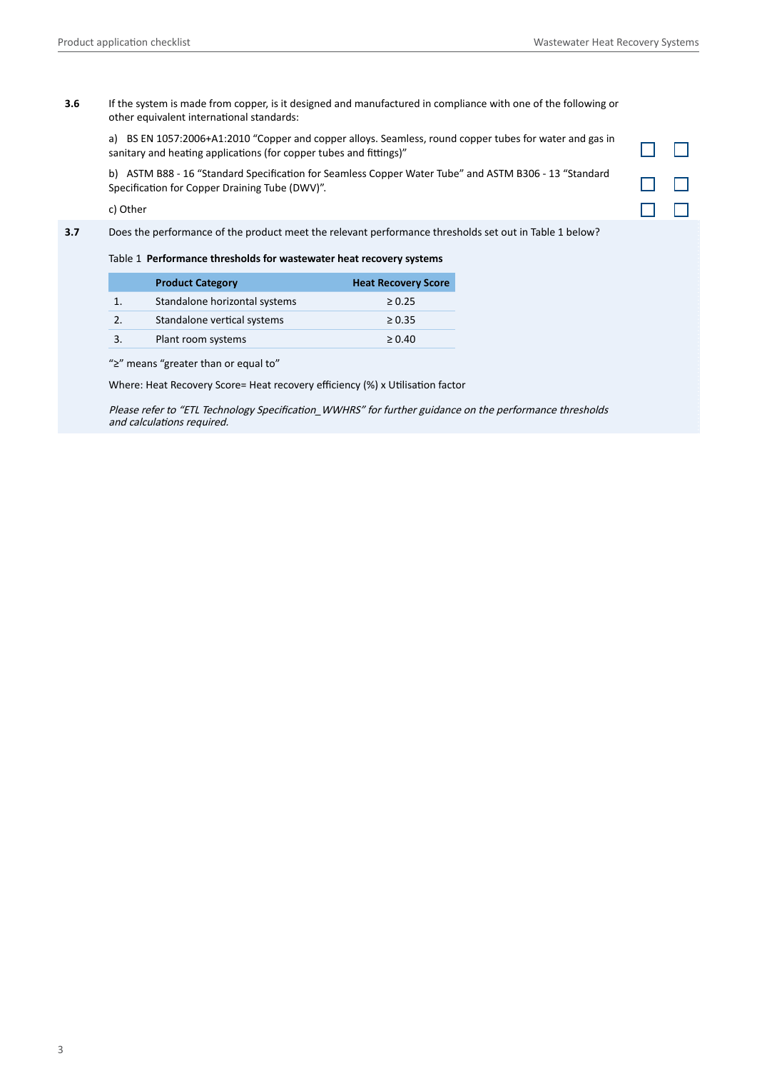**3.6** If the system is made from copper, is it designed and manufactured in compliance with one of the following or other equivalent international standards:

a) BS EN 1057:2006+A1:2010 "Copper and copper alloys. Seamless, round copper tubes for water and gas in sanitary and heating applications (for copper tubes and fittings)" ☐ ☐

b) ASTM B88 - 16 "Standard Specification for Seamless Copper Water Tube" and ASTM B306 - 13 "Standard Specification for Copper Draining Tube (DWV)". ☐ ☐

c) Other ☐ ☐

**3.7** Does the performance of the product meet the relevant performance thresholds set out in Table 1 below?

Table 1 **Performance thresholds for wastewater heat recovery systems**

| | Product Category | Heat Recovery Score |
|---|---|---|
| 1. | Standalone horizontal systems | ≥ 0.25 |
| 2. | Standalone vertical systems | ≥ 0.35 |
| 3. | Plant room systems | ≥ 0.40 |

"≥" means "greater than or equal to"

Where: Heat Recovery Score= Heat recovery efficiency (%) x Utilisation factor

*Please refer to "ETL Technology Specification_WWHRS" for further guidance on the performance thresholds and calculations required.*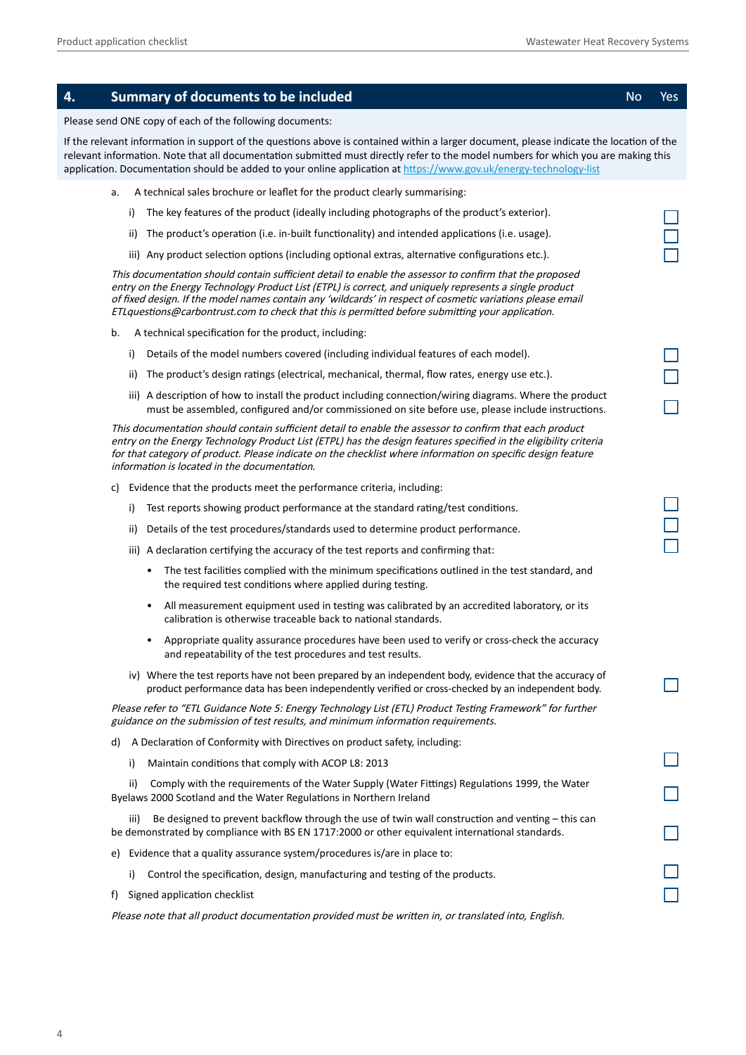## 4. Summary of documents to be included

No | Yes

Please send ONE copy of each of the following documents:

If the relevant information in support of the questions above is contained within a larger document, please indicate the location of the relevant information. Note that all documentation submitted must directly refer to the model numbers for which you are making this application. Documentation should be added to your online application at https://www.gov.uk/energy-technology-list

a. A technical sales brochure or leaflet for the product clearly summarising:

   i) The key features of the product (ideally including photographs of the product's exterior). ☐

   ii) The product's operation (i.e. in-built functionality) and intended applications (i.e. usage). ☐

   iii) Any product selection options (including optional extras, alternative configurations etc.). ☐

*This documentation should contain sufficient detail to enable the assessor to confirm that the proposed entry on the Energy Technology Product List (ETPL) is correct, and uniquely represents a single product of fixed design. If the model names contain any 'wildcards' in respect of cosmetic variations please email ETLquestions@carbontrust.com to check that this is permitted before submitting your application.*

b. A technical specification for the product, including:

   i) Details of the model numbers covered (including individual features of each model). ☐

   ii) The product's design ratings (electrical, mechanical, thermal, flow rates, energy use etc.). ☐

   iii) A description of how to install the product including connection/wiring diagrams. Where the product must be assembled, configured and/or commissioned on site before use, please include instructions. ☐

*This documentation should contain sufficient detail to enable the assessor to confirm that each product entry on the Energy Technology Product List (ETPL) has the design features specified in the eligibility criteria for that category of product. Please indicate on the checklist where information on specific design feature information is located in the documentation.*

c) Evidence that the products meet the performance criteria, including:

   i) Test reports showing product performance at the standard rating/test conditions. ☐

   ii) Details of the test procedures/standards used to determine product performance. ☐

   iii) A declaration certifying the accuracy of the test reports and confirming that: ☐

   - The test facilities complied with the minimum specifications outlined in the test standard, and the required test conditions where applied during testing.
   - All measurement equipment used in testing was calibrated by an accredited laboratory, or its calibration is otherwise traceable back to national standards.
   - Appropriate quality assurance procedures have been used to verify or cross-check the accuracy and repeatability of the test procedures and test results.

   iv) Where the test reports have not been prepared by an independent body, evidence that the accuracy of product performance data has been independently verified or cross-checked by an independent body. ☐

*Please refer to "ETL Guidance Note 5: Energy Technology List (ETL) Product Testing Framework" for further guidance on the submission of test results, and minimum information requirements.*

d) A Declaration of Conformity with Directives on product safety, including:

   i) Maintain conditions that comply with ACOP L8: 2013 ☐

   ii) Comply with the requirements of the Water Supply (Water Fittings) Regulations 1999, the Water Byelaws 2000 Scotland and the Water Regulations in Northern Ireland ☐

   iii) Be designed to prevent backflow through the use of twin wall construction and venting – this can be demonstrated by compliance with BS EN 1717:2000 or other equivalent international standards. ☐

e) Evidence that a quality assurance system/procedures is/are in place to:

   i) Control the specification, design, manufacturing and testing of the products. ☐

f) Signed application checklist ☐

*Please note that all product documentation provided must be written in, or translated into, English.*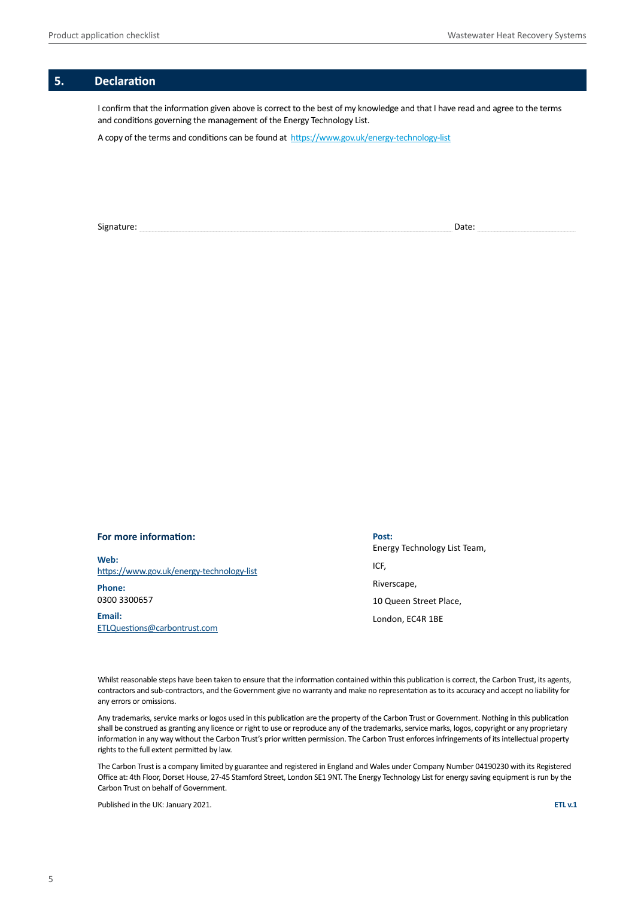## 5. Declaration

I confirm that the information given above is correct to the best of my knowledge and that I have read and agree to the terms and conditions governing the management of the Energy Technology List.

A copy of the terms and conditions can be found at https://www.gov.uk/energy-technology-list

Signature: ______________________________ Date: ______________

**For more information:**

**Web:**
https://www.gov.uk/energy-technology-list

**Phone:**
0300 3300657

**Email:**
ETLQuestions@carbontrust.com

**Post:**
Energy Technology List Team,

ICF,

Riverscape,

10 Queen Street Place,

London, EC4R 1BE

Whilst reasonable steps have been taken to ensure that the information contained within this publication is correct, the Carbon Trust, its agents, contractors and sub-contractors, and the Government give no warranty and make no representation as to its accuracy and accept no liability for any errors or omissions.

Any trademarks, service marks or logos used in this publication are the property of the Carbon Trust or Government. Nothing in this publication shall be construed as granting any licence or right to use or reproduce any of the trademarks, service marks, logos, copyright or any proprietary information in any way without the Carbon Trust's prior written permission. The Carbon Trust enforces infringements of its intellectual property rights to the full extent permitted by law.

The Carbon Trust is a company limited by guarantee and registered in England and Wales under Company Number 04190230 with its Registered Office at: 4th Floor, Dorset House, 27-45 Stamford Street, London SE1 9NT. The Energy Technology List for energy saving equipment is run by the Carbon Trust on behalf of Government.

Published in the UK: January 2021.

**ETL v.1**